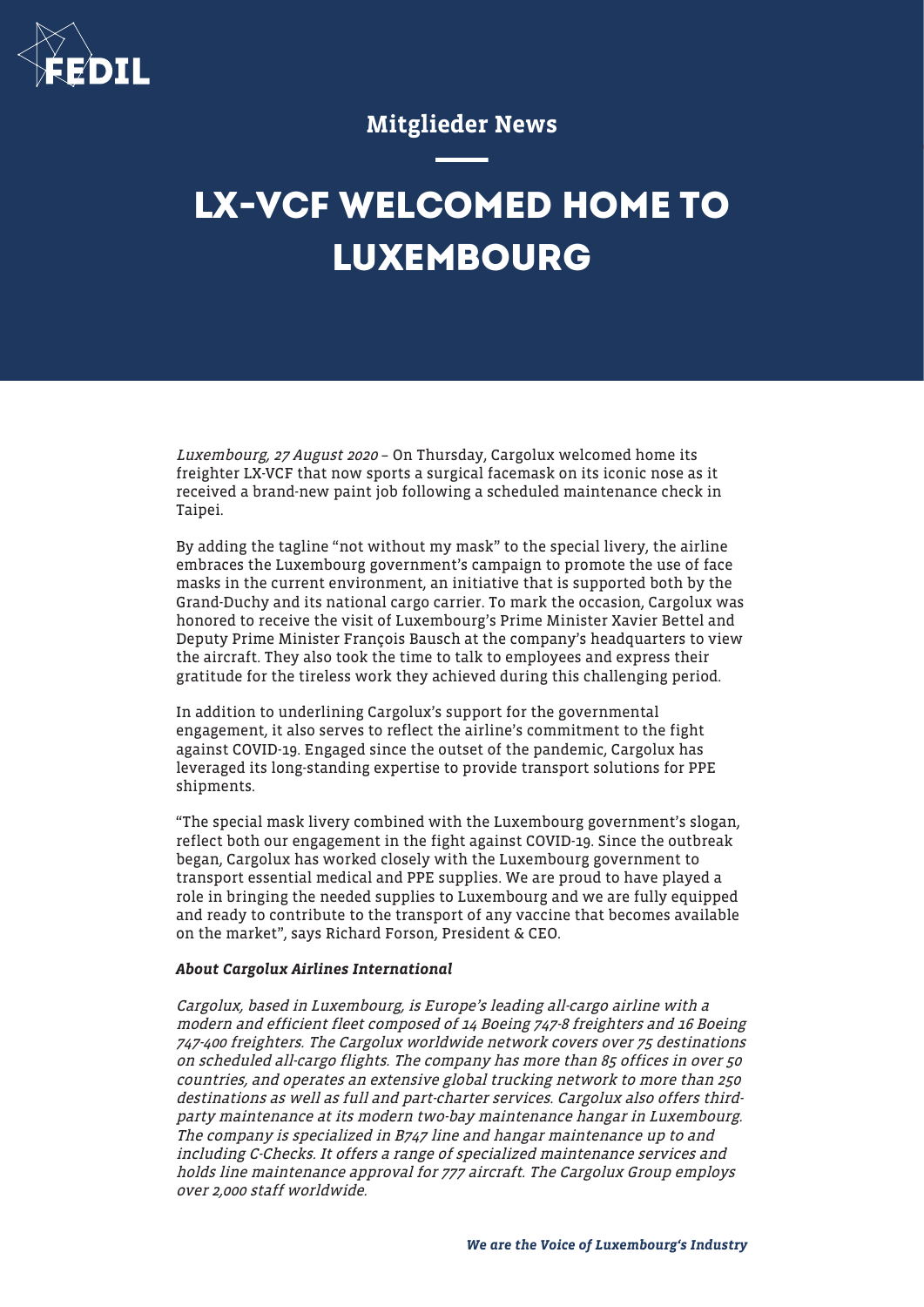Mitglieder News

# LX-VCF WELCOMED HOME TO LUXEMBOURG

*Luxembourg, 27 August 2020* – On Thursday, Cargolux welcomed home its freighter LX-VCF that now sports a surgical facemask on its iconic nose as it received a brand-new paint job following a scheduled maintenance check in Taipei.

By adding the tagline "not without my mask" to the special livery, the airline embraces the Luxembourg government's campaign to promote the use of face masks in the current environment, an initiative that is supported both by the Grand-Duchy and its national cargo carrier. To mark the occasion, Cargolux was honored to receive the visit of Luxembourg's Prime Minister Xavier Bettel and Deputy Prime Minister François Bausch at the company's headquarters to view the aircraft. They also took the time to talk to employees and express their gratitude for the tireless work they achieved during this challenging period.

In addition to underlining Cargolux's support for the governmental engagement, it also serves to reflect the airline's commitment to the fight against COVID-19. Engaged since the outset of the pandemic, Cargolux has leveraged its long-standing expertise to provide transport solutions for PPE shipments.

"The special mask livery combined with the Luxembourg government's slogan, reflect both our engagement in the fight against COVID-19. Since the outbreak began, Cargolux has worked closely with the Luxembourg government to transport essential medical and PPE supplies. We are proud to have played a role in bringing the needed supplies to Luxembourg and we are fully equipped and ready to contribute to the transport of any vaccine that becomes available on the market", says Richard Forson, President & CEO.

***About Cargolux Airlines International***

*Cargolux, based in Luxembourg, is Europe's leading all-cargo airline with a modern and efficient fleet composed of 14 Boeing 747-8 freighters and 16 Boeing 747-400 freighters. The Cargolux worldwide network covers over 75 destinations on scheduled all-cargo flights. The company has more than 85 offices in over 50 countries, and operates an extensive global trucking network to more than 250 destinations as well as full and part-charter services. Cargolux also offers third-party maintenance at its modern two-bay maintenance hangar in Luxembourg. The company is specialized in B747 line and hangar maintenance up to and including C-Checks. It offers a range of specialized maintenance services and holds line maintenance approval for 777 aircraft. The Cargolux Group employs over 2,000 staff worldwide.*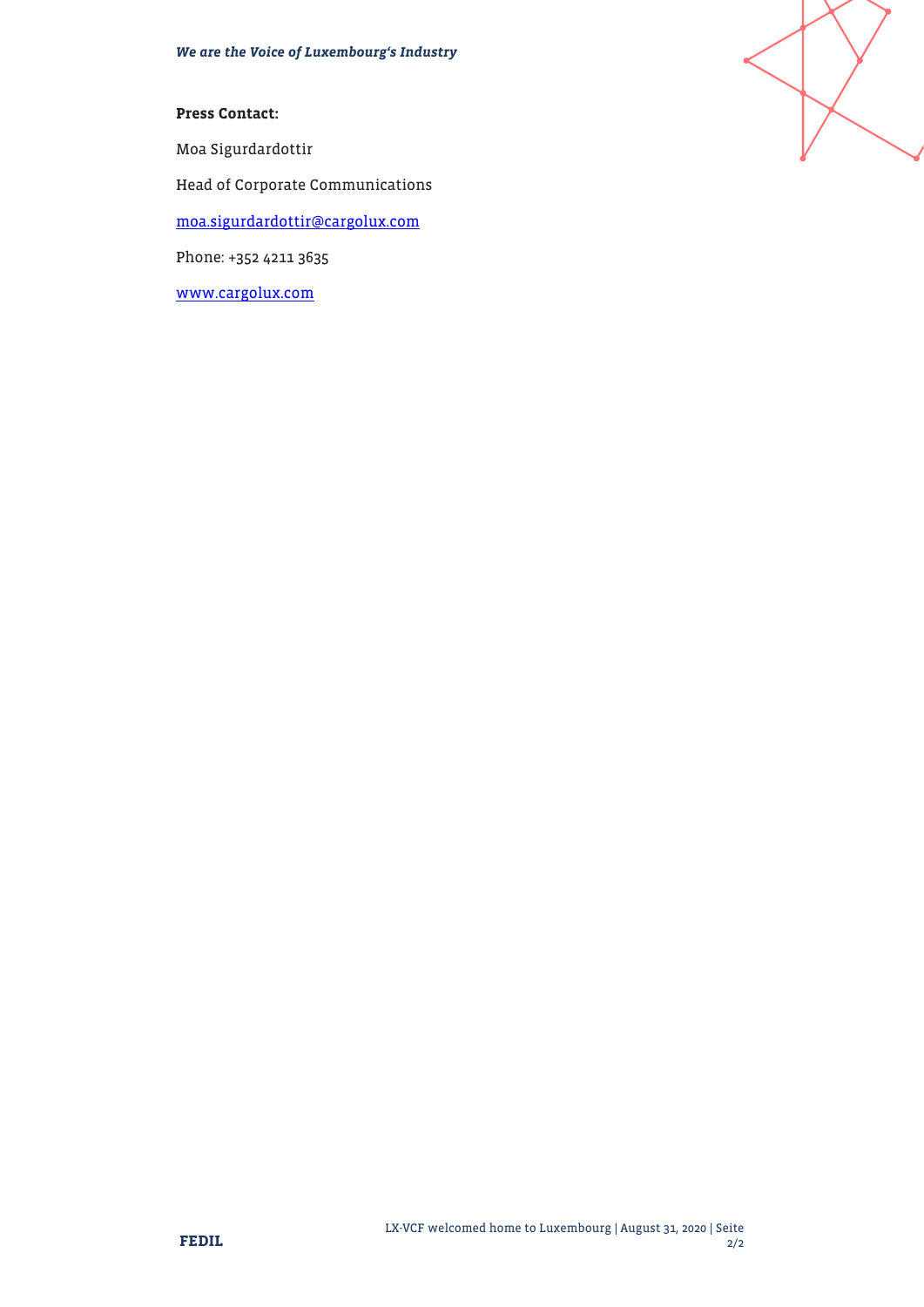**Press Contact:**

Moa Sigurdardottir

Head of Corporate Communications

moa.sigurdardottir@cargolux.com

Phone: +352 4211 3635

www.cargolux.com